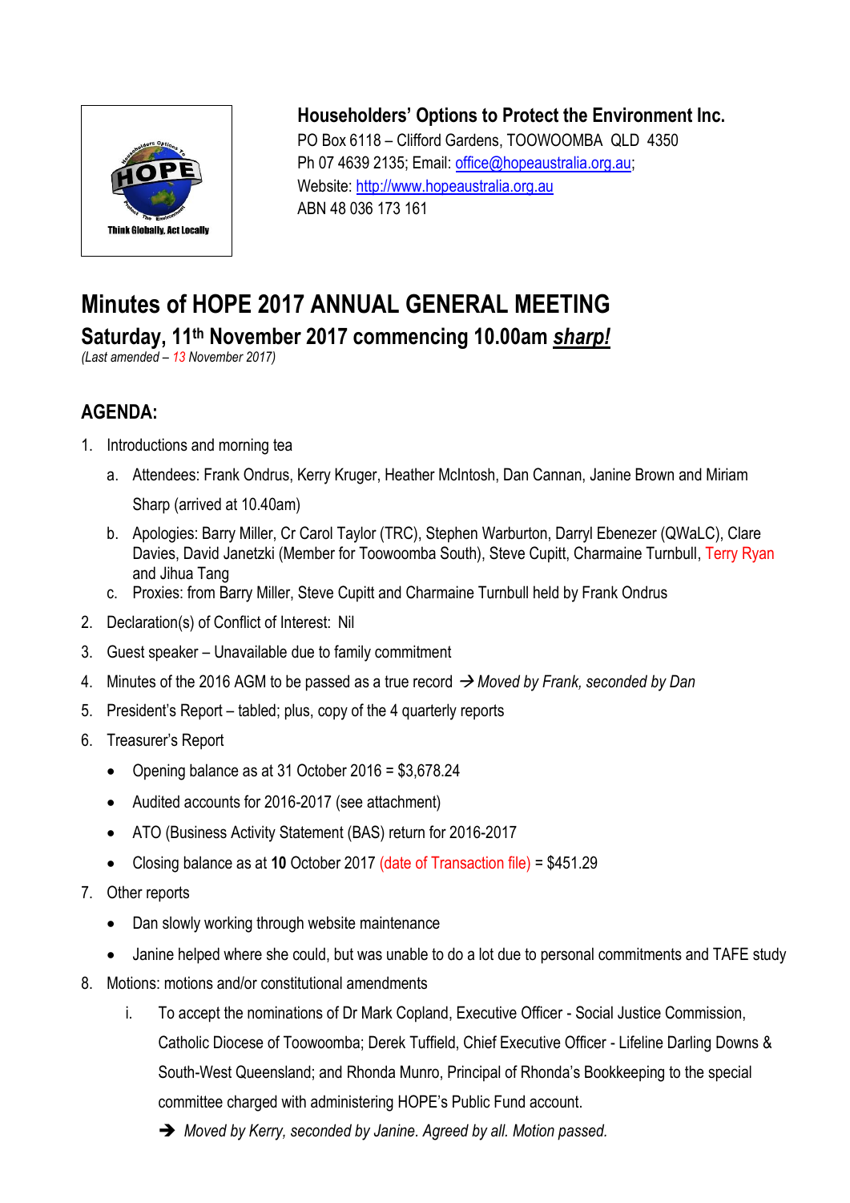**Householders' Options to Protect the Environment Inc.**
PO Box 6118 – Clifford Gardens, TOOWOOMBA QLD 4350
Ph 07 4639 2135; Email: office@hopeaustralia.org.au;
Website: http://www.hopeaustralia.org.au
ABN 48 036 173 161

# Minutes of HOPE 2017 ANNUAL GENERAL MEETING

## Saturday, 11th November 2017 commencing 10.00am *sharp!*

*(Last amended – 13 November 2017)*

## AGENDA:

1. Introductions and morning tea
    a. Attendees: Frank Ondrus, Kerry Kruger, Heather McIntosh, Dan Cannan, Janine Brown and Miriam Sharp (arrived at 10.40am)
    b. Apologies: Barry Miller, Cr Carol Taylor (TRC), Stephen Warburton, Darryl Ebenezer (QWaLC), Clare Davies, David Janetzki (Member for Toowoomba South), Steve Cupitt, Charmaine Turnbull, Terry Ryan and Jihua Tang
    c. Proxies: from Barry Miller, Steve Cupitt and Charmaine Turnbull held by Frank Ondrus
2. Declaration(s) of Conflict of Interest: Nil
3. Guest speaker – Unavailable due to family commitment
4. Minutes of the 2016 AGM to be passed as a true record → *Moved by Frank, seconded by Dan*
5. President's Report – tabled; plus, copy of the 4 quarterly reports
6. Treasurer's Report
    - Opening balance as at 31 October 2016 = $3,678.24
    - Audited accounts for 2016-2017 (see attachment)
    - ATO (Business Activity Statement (BAS) return for 2016-2017
    - Closing balance as at **10** October 2017 (date of Transaction file) = $451.29
7. Other reports
    - Dan slowly working through website maintenance
    - Janine helped where she could, but was unable to do a lot due to personal commitments and TAFE study
8. Motions: motions and/or constitutional amendments
    i. To accept the nominations of Dr Mark Copland, Executive Officer - Social Justice Commission, Catholic Diocese of Toowoomba; Derek Tuffield, Chief Executive Officer - Lifeline Darling Downs & South-West Queensland; and Rhonda Munro, Principal of Rhonda's Bookkeeping to the special committee charged with administering HOPE's Public Fund account.
        ➔ *Moved by Kerry, seconded by Janine. Agreed by all. Motion passed.*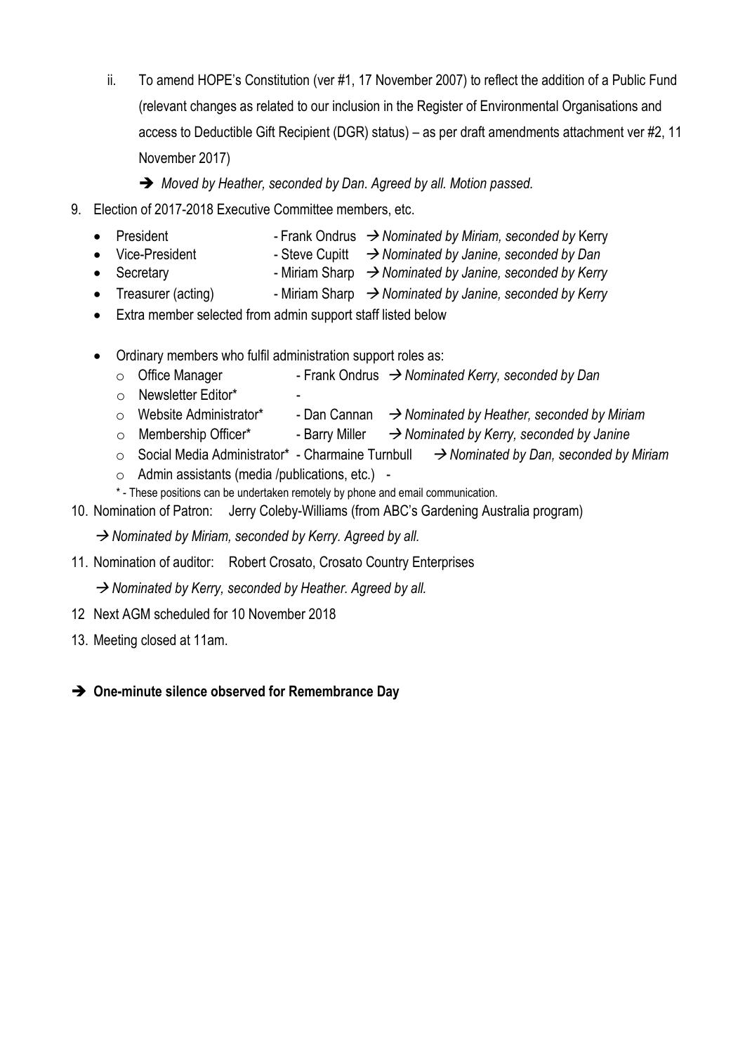ii. To amend HOPE's Constitution (ver #1, 17 November 2007) to reflect the addition of a Public Fund (relevant changes as related to our inclusion in the Register of Environmental Organisations and access to Deductible Gift Recipient (DGR) status) – as per draft amendments attachment ver #2, 11 November 2017)

➔ *Moved by Heather, seconded by Dan. Agreed by all. Motion passed.*

9. Election of 2017-2018 Executive Committee members, etc.
   - President - Frank Ondrus → *Nominated by Miriam, seconded by* Kerry
   - Vice-President - Steve Cupitt → *Nominated by Janine, seconded by Dan*
   - Secretary - Miriam Sharp → *Nominated by Janine, seconded by Kerry*
   - Treasurer (acting) - Miriam Sharp → *Nominated by Janine, seconded by Kerry*
   - Extra member selected from admin support staff listed below
   - Ordinary members who fulfil administration support roles as:
     - Office Manager - Frank Ondrus → *Nominated Kerry, seconded by Dan*
     - Newsletter Editor* -
     - Website Administrator* - Dan Cannan → *Nominated by Heather, seconded by Miriam*
     - Membership Officer* - Barry Miller → *Nominated by Kerry, seconded by Janine*
     - Social Media Administrator* - Charmaine Turnbull → *Nominated by Dan, seconded by Miriam*
     - Admin assistants (media /publications, etc.) -

   \* - These positions can be undertaken remotely by phone and email communication.

10. Nomination of Patron: Jerry Coleby-Williams (from ABC's Gardening Australia program)

    → *Nominated by Miriam, seconded by Kerry. Agreed by all.*

11. Nomination of auditor: Robert Crosato, Crosato Country Enterprises

    → *Nominated by Kerry, seconded by Heather. Agreed by all.*

12. Next AGM scheduled for 10 November 2018

13. Meeting closed at 11am.

➔ **One-minute silence observed for Remembrance Day**